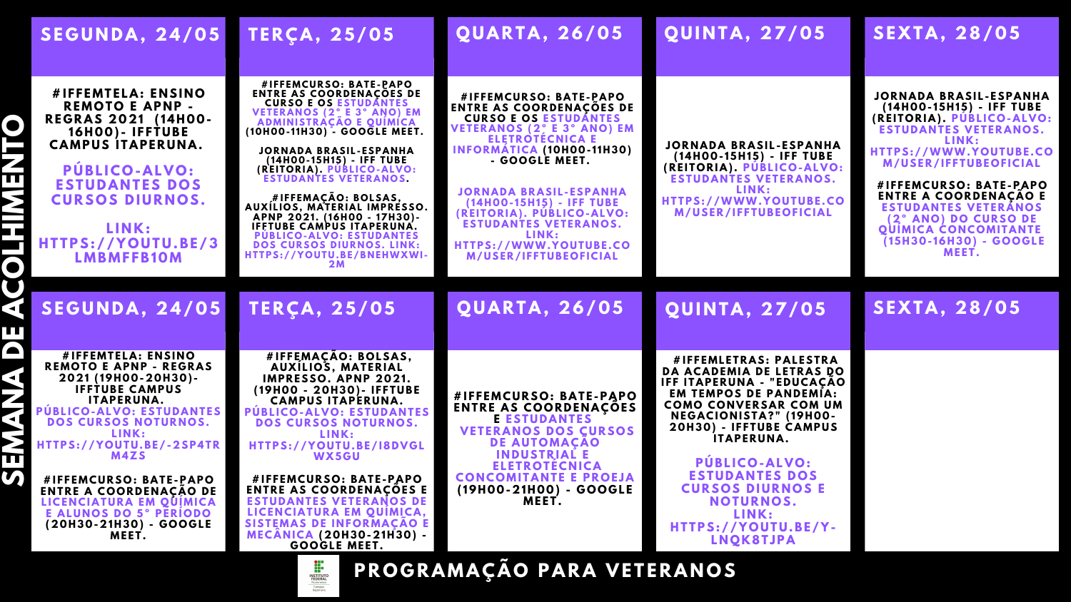# SEMANA DE ACOLHIMENTO

## PROGRAMAÇÃO PARA VETERANOS

| SEGUNDA, 24/05 | TERÇA, 25/05 | QUARTA, 26/05 | QUINTA, 27/05 | SEXTA, 28/05 |
|---|---|---|---|---|
| #IFFEMTELA: ENSINO REMOTO E APNP - REGRAS 2021 (14H00-16H00)- IFFTUBE CAMPUS ITAPERUNA. PÚBLICO-ALVO: ESTUDANTES DOS CURSOS DIURNOS. LINK: HTTPS://YOUTU.BE/3LMBMFFB10M | #IFFEMCURSO: BATE-PAPO ENTRE AS COORDENAÇÕES DE CURSO E OS ESTUDANTES VETERANOS (2° E 3° ANO) EM ADMINISTRAÇÃO E QUÍMICA (10H00-11H30) - GOOGLE MEET. JORNADA BRASIL-ESPANHA (14H00-15H15) - IFF TUBE (REITORIA). PÚBLICO-ALVO: ESTUDANTES VETERANOS. #IFFEMAÇÃO: BOLSAS, AUXÍLIOS, MATERIAL IMPRESSO. APNP 2021. (16H00 - 17H30)- IFFTUBE CAMPUS ITAPERUNA. PÚBLICO-ALVO: ESTUDANTES DOS CURSOS DIURNOS. LINK: HTTPS://YOUTU.BE/BNEHWXWI-2M | #IFFEMCURSO: BATE-PAPO ENTRE AS COORDENAÇÕES DE CURSO E OS ESTUDANTES VETERANOS (2° E 3° ANO) EM ELETROTÉCNICA E INFORMÁTICA (10H00-11H30) - GOOGLE MEET. JORNADA BRASIL-ESPANHA (14H00-15H15) - IFF TUBE (REITORIA). PÚBLICO-ALVO: ESTUDANTES VETERANOS. LINK: HTTPS://WWW.YOUTUBE.COM/USER/IFFTUBEOFICIAL | JORNADA BRASIL-ESPANHA (14H00-15H15) - IFF TUBE (REITORIA). PÚBLICO-ALVO: ESTUDANTES VETERANOS. LINK: HTTPS://WWW.YOUTUBE.COM/USER/IFFTUBEOFICIAL | JORNADA BRASIL-ESPANHA (14H00-15H15) - IFF TUBE (REITORIA). PÚBLICO-ALVO: ESTUDANTES VETERANOS. LINK: HTTPS://WWW.YOUTUBE.COM/USER/IFFTUBEOFICIAL #IFFEMCURSO: BATE-PAPO ENTRE A COORDENAÇÃO E ESTUDANTES VETERANOS (2° ANO) DO CURSO DE QUÍMICA CONCOMITANTE (15H30-16H30) - GOOGLE MEET. |

| SEGUNDA, 24/05 | TERÇA, 25/05 | QUARTA, 26/05 | QUINTA, 27/05 | SEXTA, 28/05 |
|---|---|---|---|---|
| #IFFEMTELA: ENSINO REMOTO E APNP - REGRAS 2021 (19H00-20H30)- IFFTUBE CAMPUS ITAPERUNA. PÚBLICO-ALVO: ESTUDANTES DOS CURSOS NOTURNOS. LINK: HTTPS://YOUTU.BE/-2SP4TRM4ZS #IFFEMCURSO: BATE-PAPO ENTRE A COORDENAÇÃO DE LICENCIATURA EM QUÍMICA E ALUNOS DO 5° PERÍODO (20H30-21H30) - GOOGLE MEET. | #IFFEMAÇÃO: BOLSAS, AUXÍLIOS, MATERIAL IMPRESSO. APNP 2021. (19H00 - 20H30)- IFFTUBE CAMPUS ITAPERUNA. PÚBLICO-ALVO: ESTUDANTES DOS CURSOS NOTURNOS. LINK: HTTPS://YOUTU.BE/I8DVGLWX5GU #IFFEMCURSO: BATE-PAPO ENTRE AS COORDENAÇÕES E ESTUDANTES VETERANOS DE LICENCIATURA EM QUÍMICA, SISTEMAS DE INFORMAÇÃO E MECÂNICA (20H30-21H30) - GOOGLE MEET. | #IFFEMCURSO: BATE-PAPO ENTRE AS COORDENAÇÕES E ESTUDANTES VETERANOS DOS CURSOS DE AUTOMAÇÃO INDUSTRIAL E ELETROTÉCNICA CONCOMITANTE E PROEJA (19H00-21H00) - GOOGLE MEET. | #IFFEMLETRAS: PALESTRA DA ACADEMIA DE LETRAS DO IFF ITAPERUNA - "EDUCAÇÃO EM TEMPOS DE PANDEMIA: COMO CONVERSAR COM UM NEGACIONISTA?" (19H00-20H30) - IFFTUBE CAMPUS ITAPERUNA. PÚBLICO-ALVO: ESTUDANTES DOS CURSOS DIURNOS E NOTURNOS. LINK: HTTPS://YOUTU.BE/Y-LNQK8TJPA | |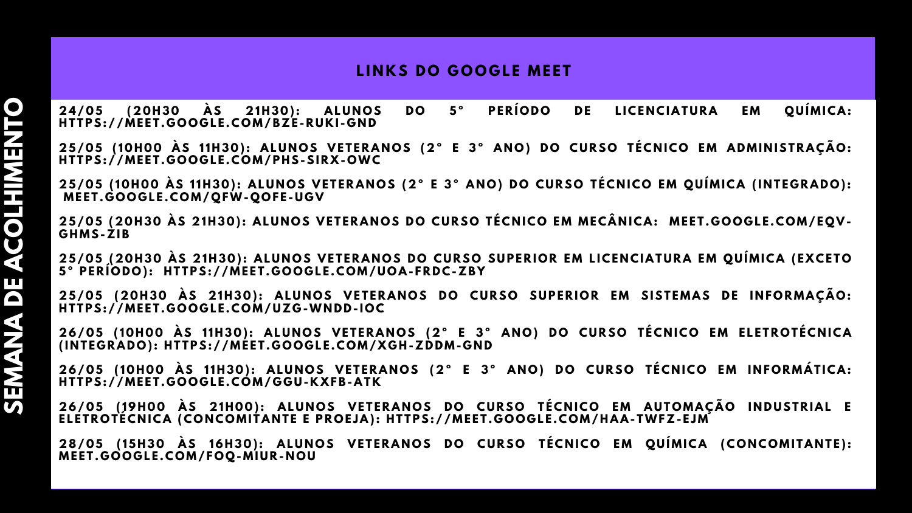# SEMANA DE ACOLHIMENTO

## LINKS DO GOOGLE MEET

24/05 (20H30 ÀS 21H30): ALUNOS DO 5° PERÍODO DE LICENCIATURA EM QUÍMICA: HTTPS://MEET.GOOGLE.COM/BZE-RUKI-GND

25/05 (10H00 ÀS 11H30): ALUNOS VETERANOS (2° E 3° ANO) DO CURSO TÉCNICO EM ADMINISTRAÇÃO: HTTPS://MEET.GOOGLE.COM/PHS-SIRX-OWC

25/05 (10H00 ÀS 11H30): ALUNOS VETERANOS (2° E 3° ANO) DO CURSO TÉCNICO EM QUÍMICA (INTEGRADO): MEET.GOOGLE.COM/QFW-QOFE-UGV

25/05 (20H30 ÀS 21H30): ALUNOS VETERANOS DO CURSO TÉCNICO EM MECÂNICA: MEET.GOOGLE.COM/EQV-GHMS-ZIB

25/05 (20H30 ÀS 21H30): ALUNOS VETERANOS DO CURSO SUPERIOR EM LICENCIATURA EM QUÍMICA (EXCETO 5° PERÍODO): HTTPS://MEET.GOOGLE.COM/UOA-FRDC-ZBY

25/05 (20H30 ÀS 21H30): ALUNOS VETERANOS DO CURSO SUPERIOR EM SISTEMAS DE INFORMAÇÃO: HTTPS://MEET.GOOGLE.COM/UZG-WNDD-IOC

26/05 (10H00 ÀS 11H30): ALUNOS VETERANOS (2° E 3° ANO) DO CURSO TÉCNICO EM ELETROTÉCNICA (INTEGRADO): HTTPS://MEET.GOOGLE.COM/XGH-ZDDM-GND

26/05 (10H00 ÀS 11H30): ALUNOS VETERANOS (2° E 3° ANO) DO CURSO TÉCNICO EM INFORMÁTICA: HTTPS://MEET.GOOGLE.COM/GGU-KXFB-ATK

26/05 (19H00 ÀS 21H00): ALUNOS VETERANOS DO CURSO TÉCNICO EM AUTOMAÇÃO INDUSTRIAL E ELETROTÉCNICA (CONCOMITANTE E PROEJA): HTTPS://MEET.GOOGLE.COM/HAA-TWFZ-EJM

28/05 (15H30 ÀS 16H30): ALUNOS VETERANOS DO CURSO TÉCNICO EM QUÍMICA (CONCOMITANTE): MEET.GOOGLE.COM/FOQ-MIUR-NOU